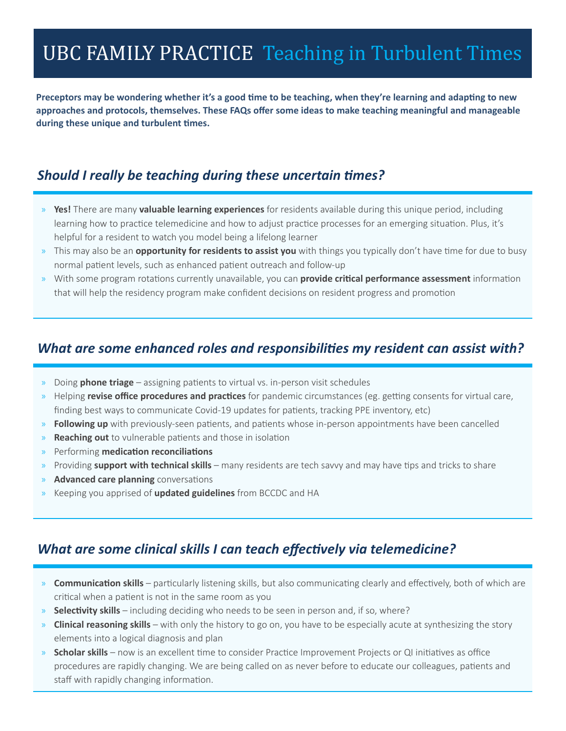# UBC FAMILY PRACTICE Teaching in Turbulent Times

**Preceptors may be wondering whether it's a good time to be teaching, when they're learning and adapting to new approaches and protocols, themselves. These FAQs offer some ideas to make teaching meaningful and manageable during these unique and turbulent times.**

## *Should I really be teaching during these uncertain times?*

- **Yes!** There are many **valuable learning experiences** for residents available during this unique period, including learning how to practice telemedicine and how to adjust practice processes for an emerging situation. Plus, it's helpful for a resident to watch you model being a lifelong learner
- This may also be an **opportunity for residents to assist you** with things you typically don't have time for due to busy normal patient levels, such as enhanced patient outreach and follow-up
- With some program rotations currently unavailable, you can **provide critical performance assessment** information that will help the residency program make confident decisions on resident progress and promotion

## *What are some enhanced roles and responsibilities my resident can assist with?*

- Doing **phone triage** – assigning patients to virtual vs. in-person visit schedules
- Helping **revise office procedures and practices** for pandemic circumstances (eg. getting consents for virtual care, finding best ways to communicate Covid-19 updates for patients, tracking PPE inventory, etc)
- **Following up** with previously-seen patients, and patients whose in-person appointments have been cancelled
- **Reaching out** to vulnerable patients and those in isolation
- Performing **medication reconciliations**
- Providing **support with technical skills** – many residents are tech savvy and may have tips and tricks to share
- **Advanced care planning** conversations
- Keeping you apprised of **updated guidelines** from BCCDC and HA

## *What are some clinical skills I can teach effectively via telemedicine?*

- **Communication skills** – particularly listening skills, but also communicating clearly and effectively, both of which are critical when a patient is not in the same room as you
- **Selectivity skills** – including deciding who needs to be seen in person and, if so, where?
- **Clinical reasoning skills** – with only the history to go on, you have to be especially acute at synthesizing the story elements into a logical diagnosis and plan
- **Scholar skills** – now is an excellent time to consider Practice Improvement Projects or QI initiatives as office procedures are rapidly changing. We are being called on as never before to educate our colleagues, patients and staff with rapidly changing information.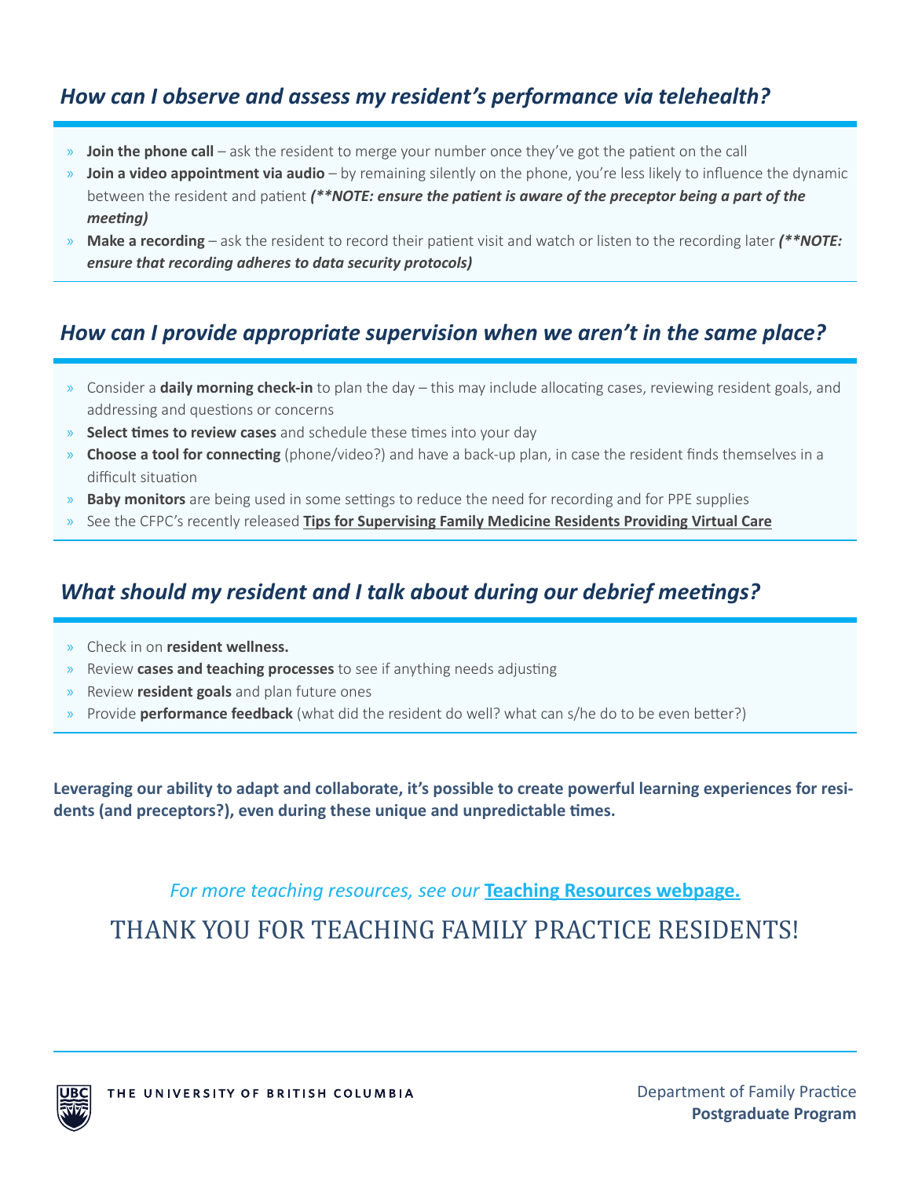## *How can I observe and assess my resident's performance via telehealth?*

- **Join the phone call** – ask the resident to merge your number once they've got the patient on the call
- **Join a video appointment via audio** – by remaining silently on the phone, you're less likely to influence the dynamic between the resident and patient ***(**NOTE: ensure the patient is aware of the preceptor being a part of the meeting)***
- **Make a recording** – ask the resident to record their patient visit and watch or listen to the recording later ***(**NOTE: ensure that recording adheres to data security protocols)***

## *How can I provide appropriate supervision when we aren't in the same place?*

- Consider a **daily morning check-in** to plan the day – this may include allocating cases, reviewing resident goals, and addressing and questions or concerns
- **Select times to review cases** and schedule these times into your day
- **Choose a tool for connecting** (phone/video?) and have a back-up plan, in case the resident finds themselves in a difficult situation
- **Baby monitors** are being used in some settings to reduce the need for recording and for PPE supplies
- See the CFPC's recently released **Tips for Supervising Family Medicine Residents Providing Virtual Care**

## *What should my resident and I talk about during our debrief meetings?*

- Check in on **resident wellness.**
- Review **cases and teaching processes** to see if anything needs adjusting
- Review **resident goals** and plan future ones
- Provide **performance feedback** (what did the resident do well? what can s/he do to be even better?)

**Leveraging our ability to adapt and collaborate, it's possible to create powerful learning experiences for residents (and preceptors?), even during these unique and unpredictable times.**

*For more teaching resources, see our* **Teaching Resources webpage.**

THANK YOU FOR TEACHING FAMILY PRACTICE RESIDENTS!

THE UNIVERSITY OF BRITISH COLUMBIA

Department of Family Practice
**Postgraduate Program**